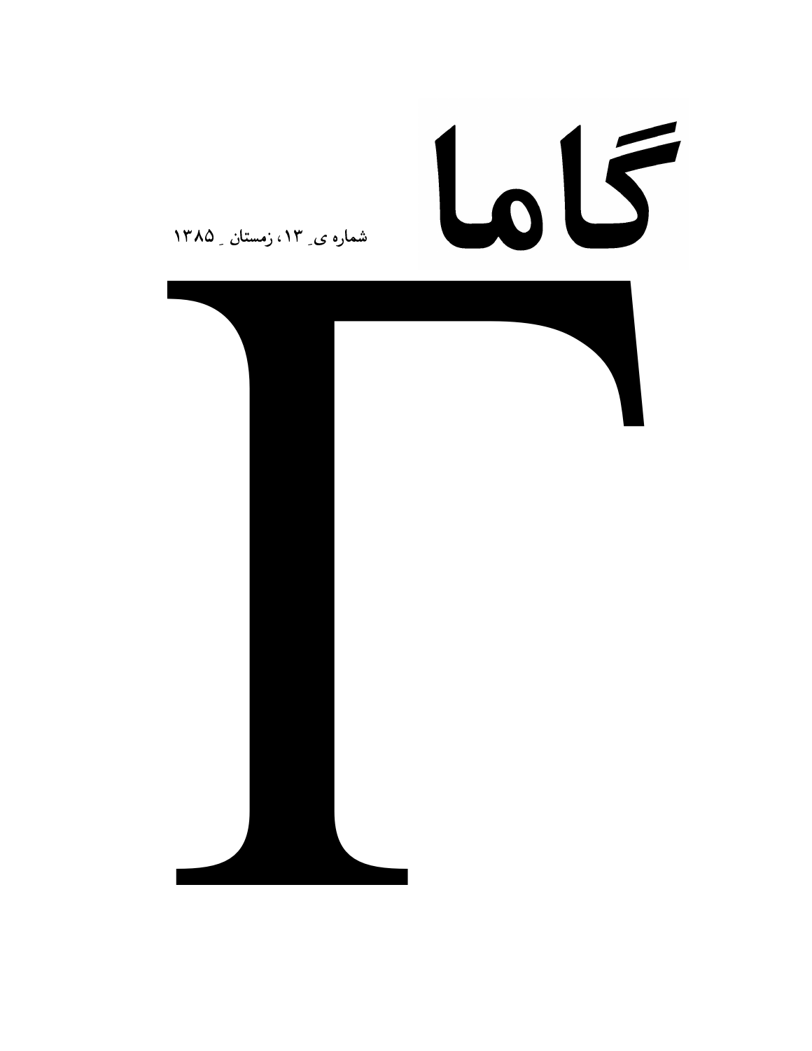# گاما

شماره ی ۱۳، زمستان ۱۳۸۵

# Γ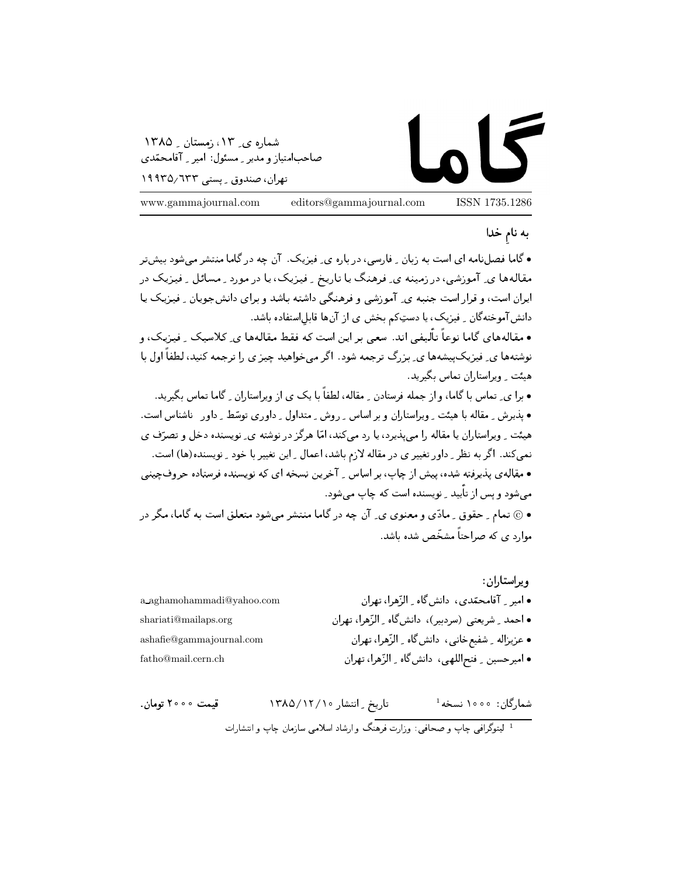# گاما

شماره ی ِ ۱۳، زمستان ِ ۱۳۸۵
صاحب‌امتیاز و مدیر ِ مسئول: امیر ِ آقامحمّدی
تهران، صندوق ِ پستی ۱۹۹۳۵/۶۳۳

www.gammajournal.com editors@gammajournal.com ISSN 1735.1286

**به نام ِ خدا**

• گاما فصل‌نامه ای است به زبان ِ فارسی، درباره ی ِ فیزیک. آن چه در گاما منتشر می‌شود بیش‌تر مقاله‌ها ی ِ آموزشی، در زمینه ی ِ فرهنگ یا تاریخ ِ فیزیک، یا در مورد ِ مسائل ِ فیزیک در ایران است، و قرار است جنبه ی ِ آموزشی و فرهنگی داشته باشد و برای دانش‌جویان ِ فیزیک یا دانش‌آموخته‌گان ِ فیزیک، یا دستِ‌کم بخش ی از آن‌ها قابلِ‌استفاده باشد.

• مقاله‌های گاما نوعاً تألیفی اند. سعی بر این است که فقط مقاله‌ها ی ِ کلاسیک ِ فیزیک، و نوشته‌ها ی ِ فیزیک‌پیشه‌ها ی ِ بزرگ ترجمه شود. اگر می‌خواهید چیز ی را ترجمه کنید، لطفاً اول با هیئت ِ ویراستاران تماس بگیرید.

• برا ی ِ تماس با گاما، و از جمله فرستادن ِ مقاله، لطفاً با یک ی از ویراستاران ِ گاما تماس بگیرید.

• پذیرش ِ مقاله با هیئت ِ ویراستاران و بر اساس ِ روش ِ متداول ِ داوری توسّط ِ داور ِ ناشناس است. هیئت ِ ویراستاران یا مقاله را می‌پذیرد، یا رد می‌کند، امّا هرگز در نوشته ی ِ نویسنده دخل و تصرّف ی نمی‌کند. اگر به نظر ِ داور تغییر ی در مقاله لازم باشد، اعمال ِ این تغییر با خود ِ نویسنده(ها) است.

• مقاله‌ی پذیرفته شده، پیش از چاپ، بر اساس ِ آخرین نسخه ای که نویسنده فرستاده حروف‌چینی می‌شود و پس از تأیید ِ نویسنده است که چاپ می‌شود.

• © تمام ِ حقوق ِ مادّی و معنوی ی ِ آن چه در گاما منتشر می‌شود متعلق است به گاما، مگر در موارد ی که صراحتاً مشخّص شده باشد.

**ویراستاران:**

• امیر ِ آقامحمّدی، دانش‌گاه ِ الزّهرا، تهران — a_aghamohammadi@yahoo.com
• احمد ِ شریعتی (سردبیر)، دانش‌گاه ِ الزّهرا، تهران — shariati@mailaps.org
• عزیزاله ِ شفیع‌خانی، دانش‌گاه ِ الزّهرا، تهران — ashafie@gammajournal.com
• امیرحسین ِ فتح‌اللهی، دانش‌گاه ِ الزّهرا، تهران — fatho@mail.cern.ch

شمارگان: ۱۰۰۰ نسخه[1]    تاریخ ِ انتشار ۱۳۸۵/۱۲/۱۰    **قیمت ۲۰۰۰ تومان.**

[1] لیتوگرافی چاپ و صحافی: وزارت فرهنگ و ارشاد اسلامی سازمان چاپ و انتشارات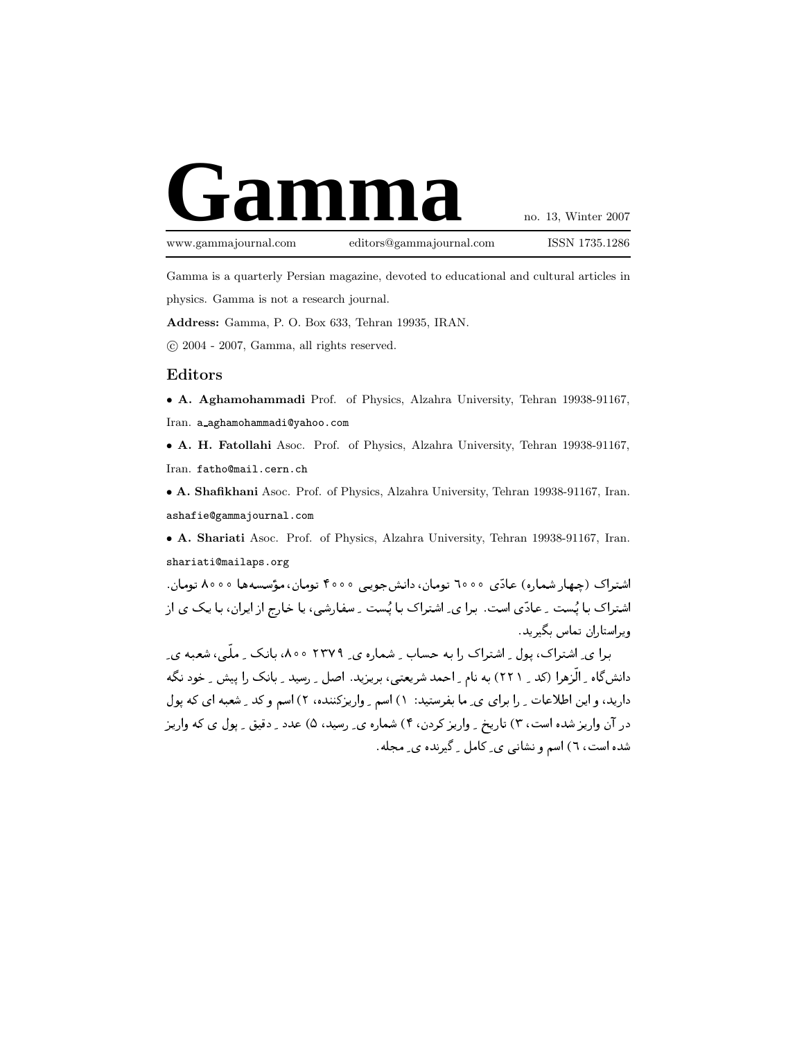# Gamma

no. 13, Winter 2007

www.gammajournal.com editors@gammajournal.com ISSN 1735.1286

Gamma is a quarterly Persian magazine, devoted to educational and cultural articles in physics. Gamma is not a research journal.

**Address:** Gamma, P. O. Box 633, Tehran 19935, IRAN.

© 2004 - 2007, Gamma, all rights reserved.

## Editors

- **A. Aghamohammadi** Prof. of Physics, Alzahra University, Tehran 19938-91167, Iran. a_aghamohammadi@yahoo.com
- **A. H. Fatollahi** Asoc. Prof. of Physics, Alzahra University, Tehran 19938-91167, Iran. fatho@mail.cern.ch
- **A. Shafikhani** Asoc. Prof. of Physics, Alzahra University, Tehran 19938-91167, Iran. ashafie@gammajournal.com
- **A. Shariati** Asoc. Prof. of Physics, Alzahra University, Tehran 19938-91167, Iran. shariati@mailaps.org

اشتراک (چهار شماره) عادّی ۶۰۰۰ تومان، دانش‌جویی ۴۰۰۰ تومان، مؤسسه‌ها ۸۰۰۰ تومان. اشتراک با پُست ِ عادّی است. برا یِ اشتراک با پُست ِ سفارشی، یا خارج از ایران، با یک ی از ویراستاران تماس بگیرید.

برا یِ اشتراک، پول ِ اشتراک را به حساب ِ شماره یِ ۲۳۷۹ ۸۰۰، بانک ِ ملّی، شعبه یِ دانش‌گاه ِ الزّهرا (کد ِ ۲۲۱) به نام ِ احمد شریعتی، بریزید. اصل ِ رسید ِ بانک را پیش ِ خود نگه دارید، و این اطلاعات ِ را برای یِ ما بفرستید: ۱) اسم ِ واریزکننده، ۲) اسم و کد ِ شعبه ای که پول در آن واریز شده است، ۳) تاریخ ِ واریز کردن، ۴) شماره یِ رسید، ۵) عدد ِ دقیق ِ پول ی که واریز شده است، ۶) اسم و نشانی یِ کامل ِ گیرنده یِ مجله.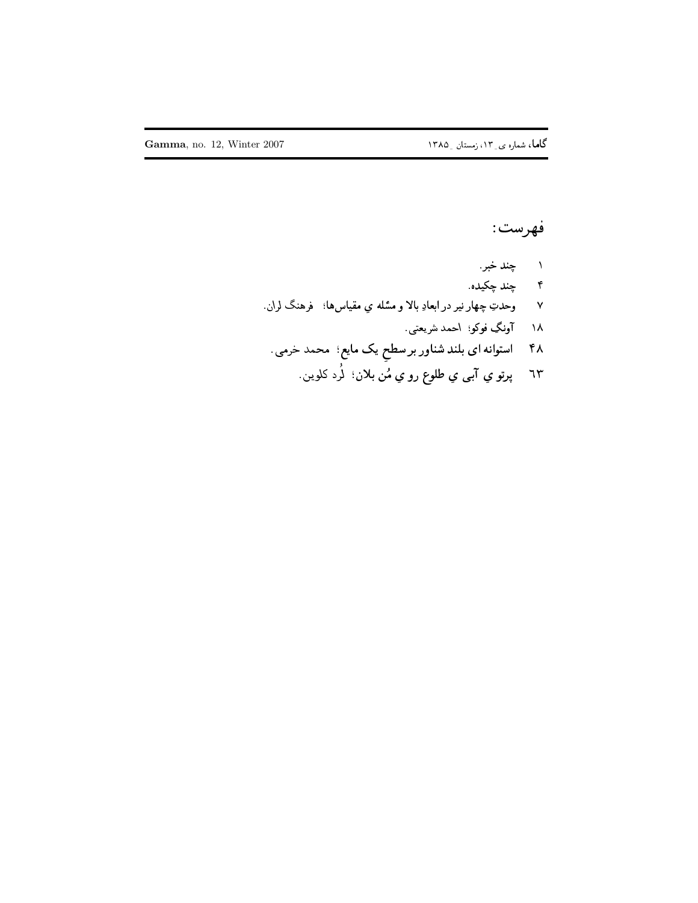# فهرست:

۱ چند خبر.

۴ چند چکیده.

۷ وحدتِ چهار نیر در ابعادِ بالا و مسئله یِ مقیاس‌ها؛ فرهنگ لران.

۱۸ آونگِ فوکو؛ احمد شریعتی.

۴۸ استوانه ای بلند شناور بر سطحِ یک مایع؛ محمد خرمی.

۶۳ پرتو یِ آبی یِ طلوع رو یِ مُن بلان؛ لُرد کلوین.